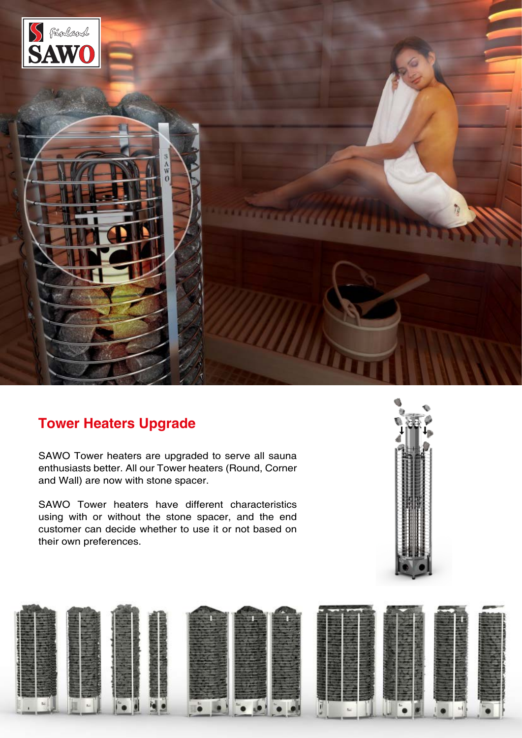## Tower Heaters Upgrade

SAWO Tower heaters are upgraded to serve all sauna enthusiasts better. All our Tower heaters (Round, Corner and Wall) are now with stone spacer.

SAWO Tower heaters have different characteristics using with or without the stone spacer, and the end customer can decide whether to use it or not based on their own preferences.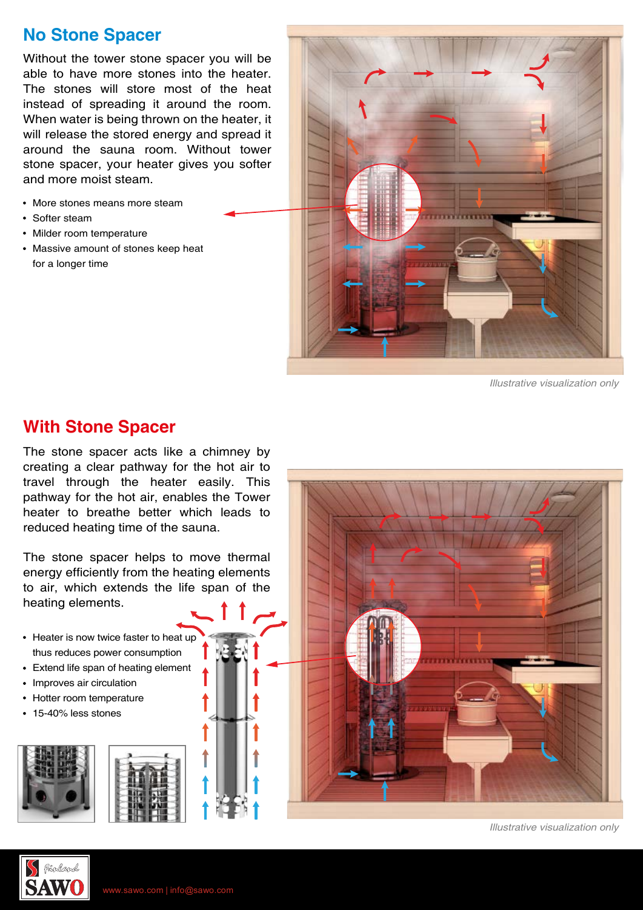## No Stone Spacer

Without the tower stone spacer you will be able to have more stones into the heater. The stones will store most of the heat instead of spreading it around the room. When water is being thrown on the heater, it will release the stored energy and spread it around the sauna room. Without tower stone spacer, your heater gives you softer and more moist steam.

- More stones means more steam
- Softer steam
- Milder room temperature
- Massive amount of stones keep heat for a longer time

*Illustrative visualization only*

## With Stone Spacer

The stone spacer acts like a chimney by creating a clear pathway for the hot air to travel through the heater easily. This pathway for the hot air, enables the Tower heater to breathe better which leads to reduced heating time of the sauna.

The stone spacer helps to move thermal energy efficiently from the heating elements to air, which extends the life span of the heating elements.

- Heater is now twice faster to heat up thus reduces power consumption
- Extend life span of heating element
- Improves air circulation
- Hotter room temperature
- 15-40% less stones

*Illustrative visualization only*

SAWO Finland

www.sawo.com | info@sawo.com